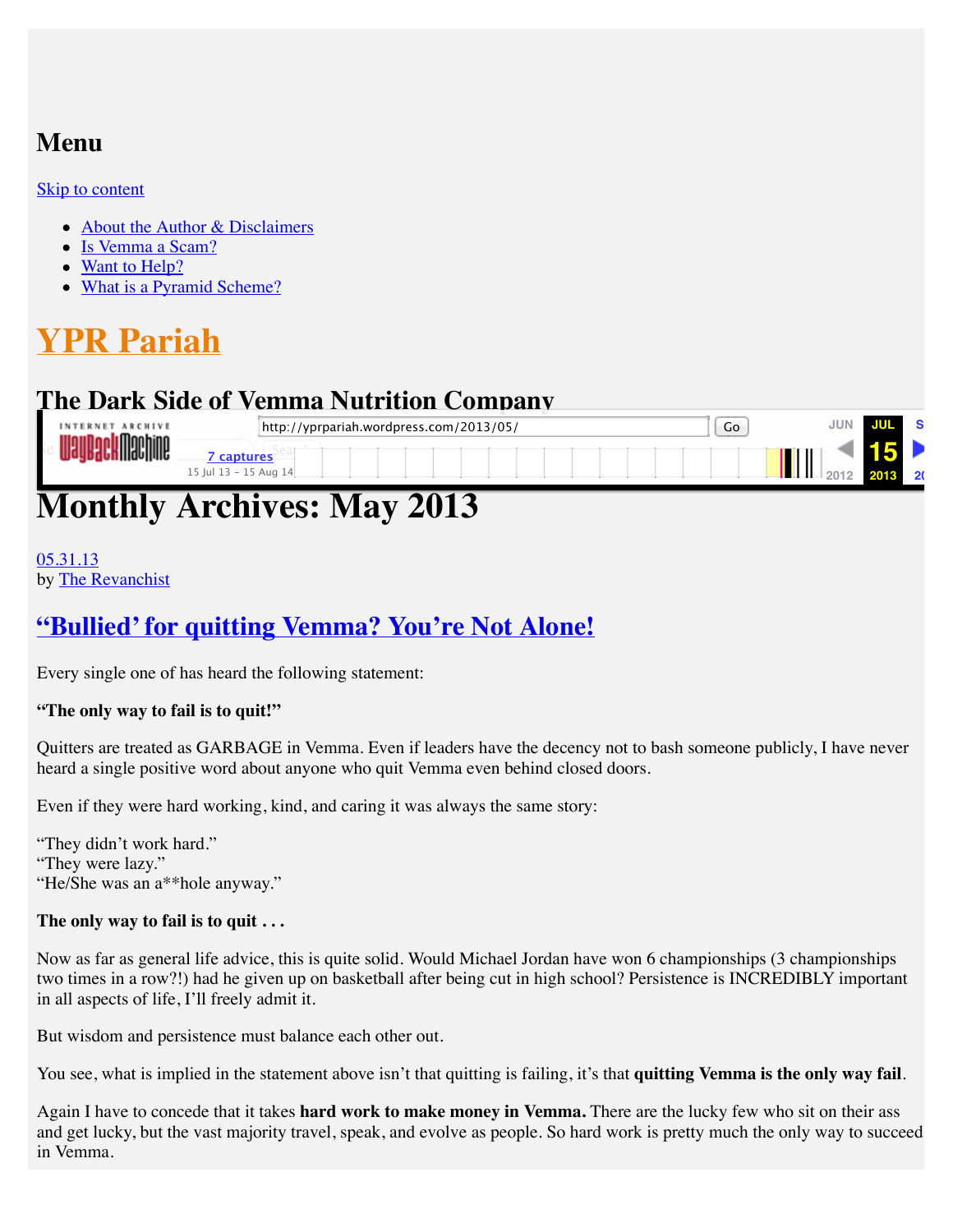# Menu

Skip to content

- About the Author & Disclaimers
- Is Vemma a Scam?
- Want to Help?
- What is a Pyramid Scheme?

# YPR Pariah

## The Dark Side of Vemma Nutrition Company

# Monthly Archives: May 2013

05.31.13
by The Revanchist

## "Bullied' for quitting Vemma? You're Not Alone!

Every single one of has heard the following statement:

**"The only way to fail is to quit!"**

Quitters are treated as GARBAGE in Vemma. Even if leaders have the decency not to bash someone publicly, I have never heard a single positive word about anyone who quit Vemma even behind closed doors.

Even if they were hard working, kind, and caring it was always the same story:

"They didn't work hard."
"They were lazy."
"He/She was an a**hole anyway."

**The only way to fail is to quit . . .**

Now as far as general life advice, this is quite solid. Would Michael Jordan have won 6 championships (3 championships two times in a row?!) had he given up on basketball after being cut in high school? Persistence is INCREDIBLY important in all aspects of life, I'll freely admit it.

But wisdom and persistence must balance each other out.

You see, what is implied in the statement above isn't that quitting is failing, it's that **quitting Vemma is the only way fail**.

Again I have to concede that it takes **hard work to make money in Vemma.** There are the lucky few who sit on their ass and get lucky, but the vast majority travel, speak, and evolve as people. So hard work is pretty much the only way to succeed in Vemma.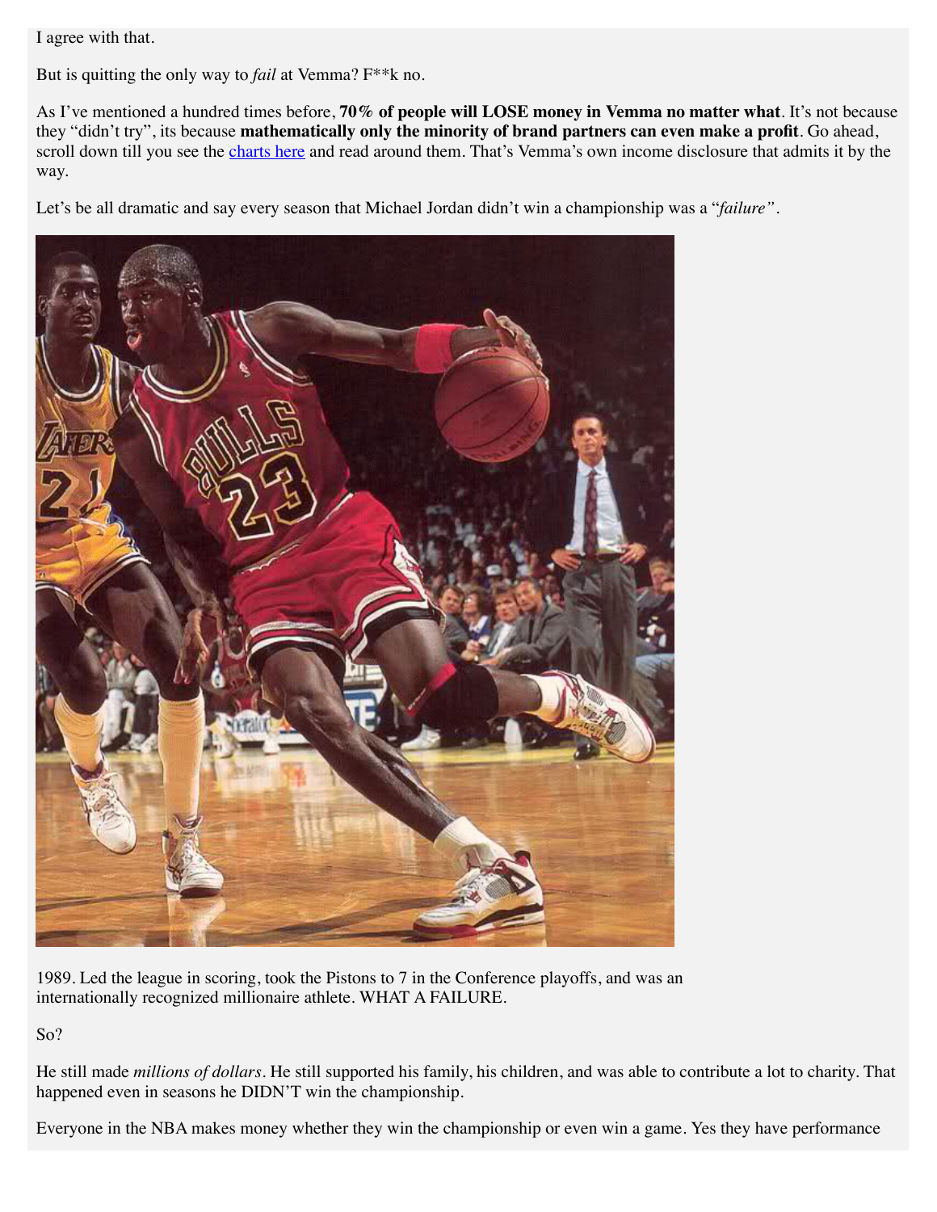I agree with that.

But is quitting the only way to *fail* at Vemma? F**k no.

As I've mentioned a hundred times before, **70% of people will LOSE money in Vemma no matter what**. It's not because they "didn't try", its because **mathematically only the minority of brand partners can even make a profit**. Go ahead, scroll down till you see the [charts here](#) and read around them. That's Vemma's own income disclosure that admits it by the way.

Let's be all dramatic and say every season that Michael Jordan didn't win a championship was a "*failure"*.

1989. Led the league in scoring, took the Pistons to 7 in the Conference playoffs, and was an internationally recognized millionaire athlete. WHAT A FAILURE.

So?

He still made *millions of dollars*. He still supported his family, his children, and was able to contribute a lot to charity. That happened even in seasons he DIDN'T win the championship.

Everyone in the NBA makes money whether they win the championship or even win a game. Yes they have performance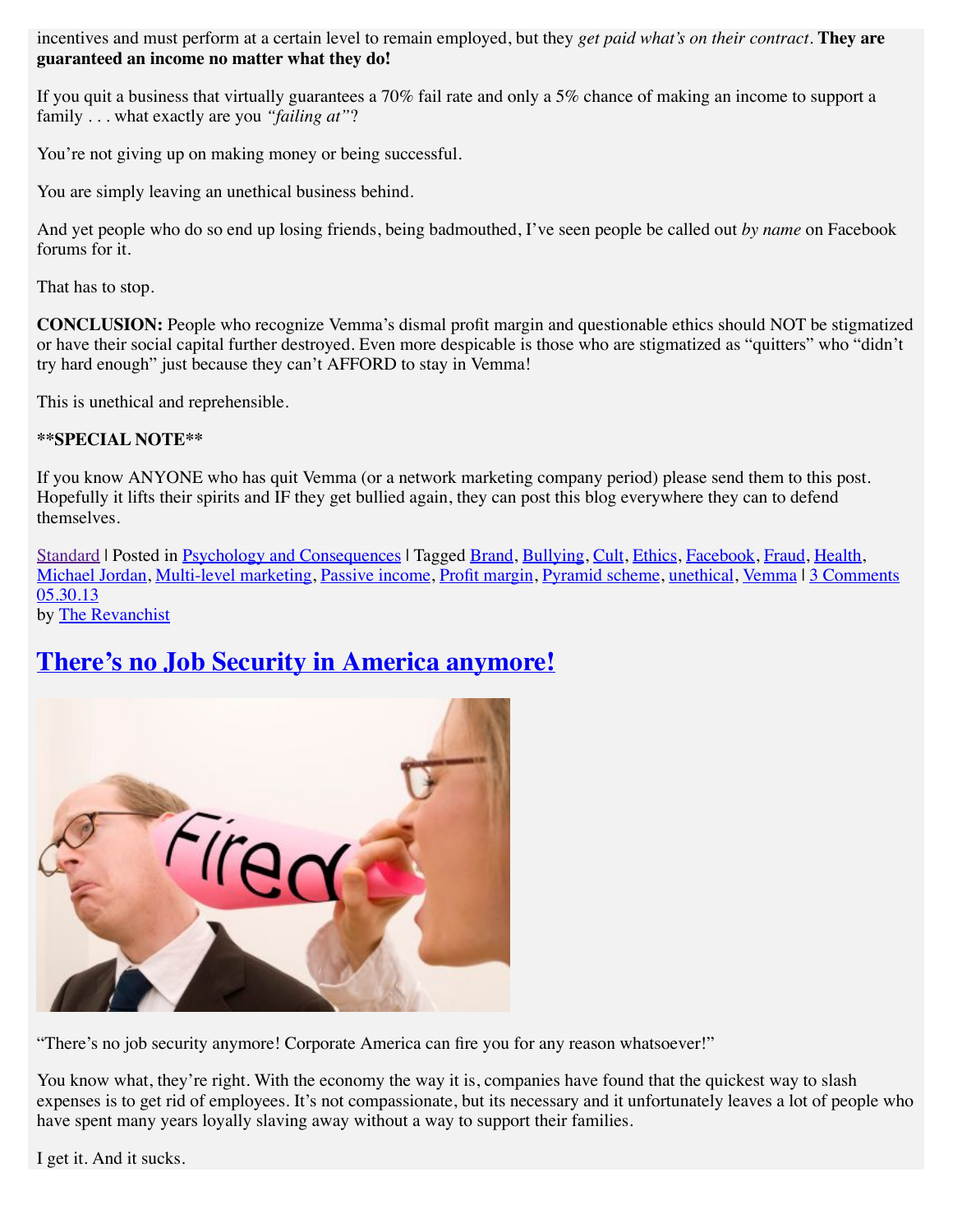incentives and must perform at a certain level to remain employed, but they *get paid what's on their contract*. **They are guaranteed an income no matter what they do!**

If you quit a business that virtually guarantees a 70% fail rate and only a 5% chance of making an income to support a family . . . what exactly are you *"failing at"*?

You're not giving up on making money or being successful.

You are simply leaving an unethical business behind.

And yet people who do so end up losing friends, being badmouthed, I've seen people be called out *by name* on Facebook forums for it.

That has to stop.

**CONCLUSION:** People who recognize Vemma's dismal profit margin and questionable ethics should NOT be stigmatized or have their social capital further destroyed. Even more despicable is those who are stigmatized as "quitters" who "didn't try hard enough" just because they can't AFFORD to stay in Vemma!

This is unethical and reprehensible.

****SPECIAL NOTE****

If you know ANYONE who has quit Vemma (or a network marketing company period) please send them to this post. Hopefully it lifts their spirits and IF they get bullied again, they can post this blog everywhere they can to defend themselves.

Standard | Posted in Psychology and Consequences | Tagged Brand, Bullying, Cult, Ethics, Facebook, Fraud, Health, Michael Jordan, Multi-level marketing, Passive income, Profit margin, Pyramid scheme, unethical, Vemma | 3 Comments
05.30.13
by The Revanchist

## There's no Job Security in America anymore!

"There's no job security anymore! Corporate America can fire you for any reason whatsoever!"

You know what, they're right. With the economy the way it is, companies have found that the quickest way to slash expenses is to get rid of employees. It's not compassionate, but its necessary and it unfortunately leaves a lot of people who have spent many years loyally slaving away without a way to support their families.

I get it. And it sucks.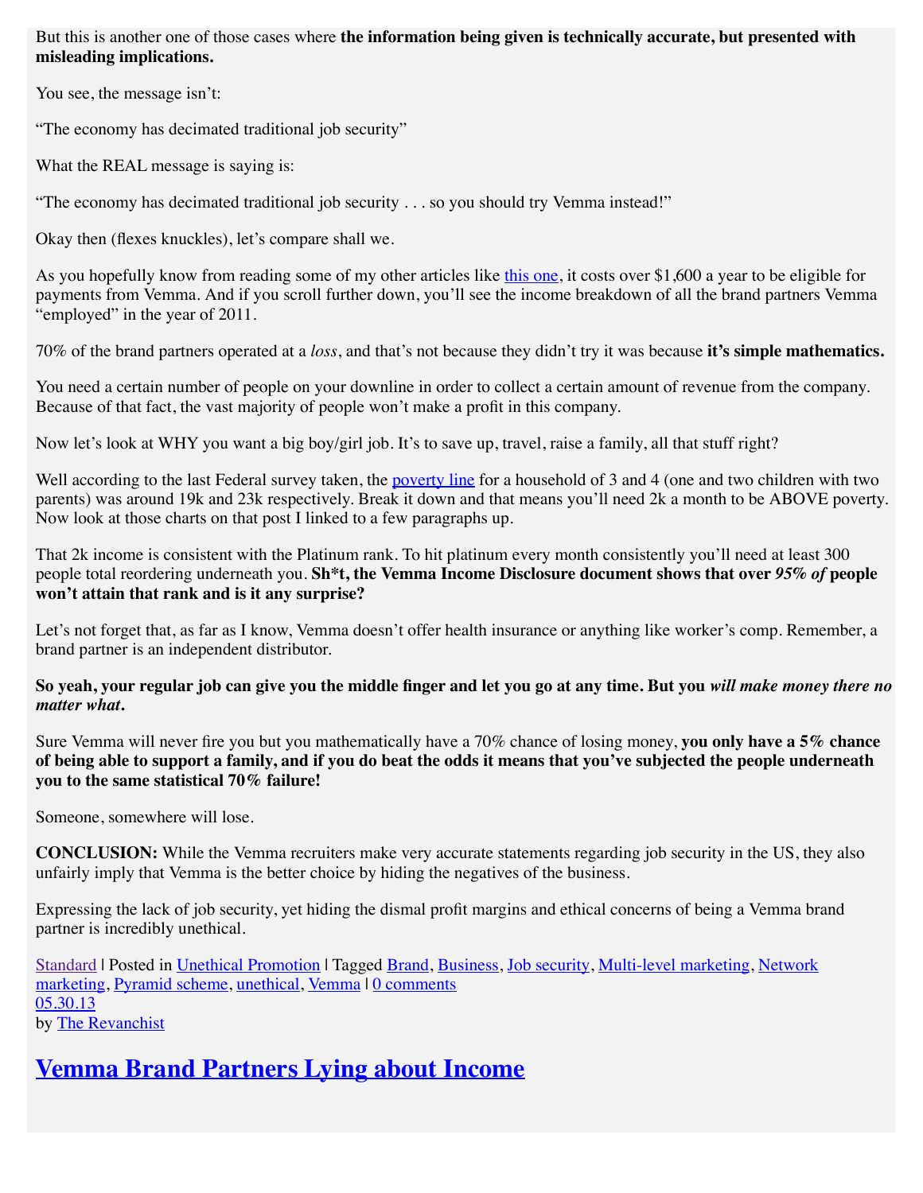But this is another one of those cases where **the information being given is technically accurate, but presented with misleading implications.**

You see, the message isn't:

"The economy has decimated traditional job security"

What the REAL message is saying is:

"The economy has decimated traditional job security . . . so you should try Vemma instead!"

Okay then (flexes knuckles), let's compare shall we.

As you hopefully know from reading some of my other articles like [this one](), it costs over $1,600 a year to be eligible for payments from Vemma. And if you scroll further down, you'll see the income breakdown of all the brand partners Vemma "employed" in the year of 2011.

70% of the brand partners operated at a *loss*, and that's not because they didn't try it was because **it's simple mathematics.**

You need a certain number of people on your downline in order to collect a certain amount of revenue from the company. Because of that fact, the vast majority of people won't make a profit in this company.

Now let's look at WHY you want a big boy/girl job. It's to save up, travel, raise a family, all that stuff right?

Well according to the last Federal survey taken, the [poverty line]() for a household of 3 and 4 (one and two children with two parents) was around 19k and 23k respectively. Break it down and that means you'll need 2k a month to be ABOVE poverty. Now look at those charts on that post I linked to a few paragraphs up.

That 2k income is consistent with the Platinum rank. To hit platinum every month consistently you'll need at least 300 people total reordering underneath you. **Sh*t, the Vemma Income Disclosure document shows that over *95% of* people won't attain that rank and is it any surprise?**

Let's not forget that, as far as I know, Vemma doesn't offer health insurance or anything like worker's comp. Remember, a brand partner is an independent distributor.

**So yeah, your regular job can give you the middle finger and let you go at any time. But you *will make money there no matter what*.**

Sure Vemma will never fire you but you mathematically have a 70% chance of losing money, **you only have a 5% chance of being able to support a family, and if you do beat the odds it means that you've subjected the people underneath you to the same statistical 70% failure!**

Someone, somewhere will lose.

**CONCLUSION:** While the Vemma recruiters make very accurate statements regarding job security in the US, they also unfairly imply that Vemma is the better choice by hiding the negatives of the business.

Expressing the lack of job security, yet hiding the dismal profit margins and ethical concerns of being a Vemma brand partner is incredibly unethical.

[Standard]() | Posted in [Unethical Promotion]() | Tagged [Brand](), [Business](), [Job security](), [Multi-level marketing](), [Network marketing](), [Pyramid scheme](), [unethical](), [Vemma]() | [0 comments]()
[05.30.13]()
by [The Revanchist]()

# [Vemma Brand Partners Lying about Income]()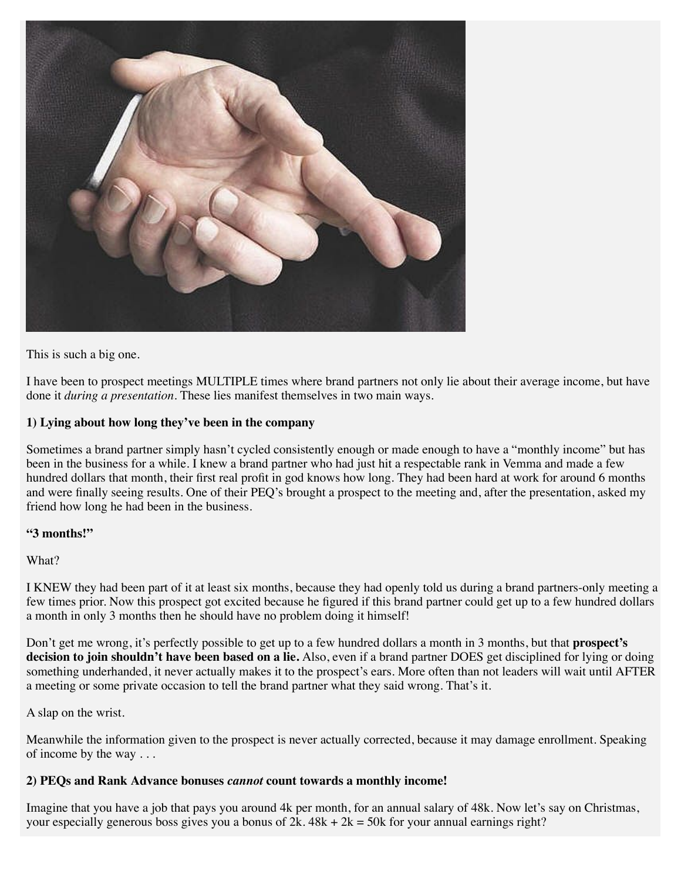This is such a big one.

I have been to prospect meetings MULTIPLE times where brand partners not only lie about their average income, but have done it *during a presentation*. These lies manifest themselves in two main ways.

**1) Lying about how long they've been in the company**

Sometimes a brand partner simply hasn't cycled consistently enough or made enough to have a "monthly income" but has been in the business for a while. I knew a brand partner who had just hit a respectable rank in Vemma and made a few hundred dollars that month, their first real profit in god knows how long. They had been hard at work for around 6 months and were finally seeing results. One of their PEQ's brought a prospect to the meeting and, after the presentation, asked my friend how long he had been in the business.

**"3 months!"**

What?

I KNEW they had been part of it at least six months, because they had openly told us during a brand partners-only meeting a few times prior. Now this prospect got excited because he figured if this brand partner could get up to a few hundred dollars a month in only 3 months then he should have no problem doing it himself!

Don't get me wrong, it's perfectly possible to get up to a few hundred dollars a month in 3 months, but that **prospect's decision to join shouldn't have been based on a lie.** Also, even if a brand partner DOES get disciplined for lying or doing something underhanded, it never actually makes it to the prospect's ears. More often than not leaders will wait until AFTER a meeting or some private occasion to tell the brand partner what they said wrong. That's it.

A slap on the wrist.

Meanwhile the information given to the prospect is never actually corrected, because it may damage enrollment. Speaking of income by the way . . .

**2) PEQs and Rank Advance bonuses *cannot* count towards a monthly income!**

Imagine that you have a job that pays you around 4k per month, for an annual salary of 48k. Now let's say on Christmas, your especially generous boss gives you a bonus of 2k. 48k + 2k = 50k for your annual earnings right?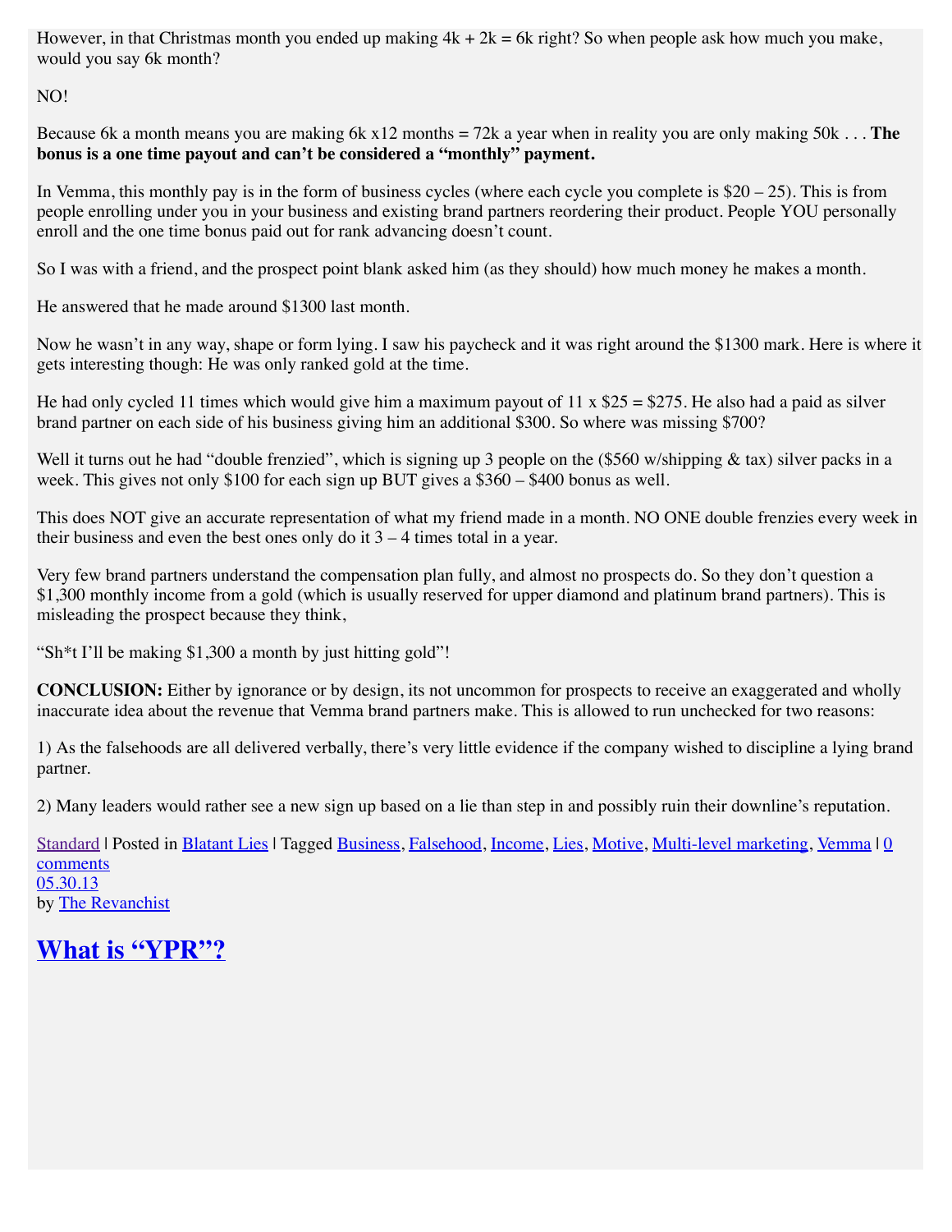However, in that Christmas month you ended up making 4k + 2k = 6k right? So when people ask how much you make, would you say 6k month?

NO!

Because 6k a month means you are making 6k x12 months = 72k a year when in reality you are only making 50k . . . **The bonus is a one time payout and can't be considered a "monthly" payment.**

In Vemma, this monthly pay is in the form of business cycles (where each cycle you complete is $20 – 25). This is from people enrolling under you in your business and existing brand partners reordering their product. People YOU personally enroll and the one time bonus paid out for rank advancing doesn't count.

So I was with a friend, and the prospect point blank asked him (as they should) how much money he makes a month.

He answered that he made around $1300 last month.

Now he wasn't in any way, shape or form lying. I saw his paycheck and it was right around the $1300 mark. Here is where it gets interesting though: He was only ranked gold at the time.

He had only cycled 11 times which would give him a maximum payout of 11 x $25 = $275. He also had a paid as silver brand partner on each side of his business giving him an additional $300. So where was missing $700?

Well it turns out he had "double frenzied", which is signing up 3 people on the ($560 w/shipping & tax) silver packs in a week. This gives not only $100 for each sign up BUT gives a $360 – $400 bonus as well.

This does NOT give an accurate representation of what my friend made in a month. NO ONE double frenzies every week in their business and even the best ones only do it 3 – 4 times total in a year.

Very few brand partners understand the compensation plan fully, and almost no prospects do. So they don't question a $1,300 monthly income from a gold (which is usually reserved for upper diamond and platinum brand partners). This is misleading the prospect because they think,

"Sh*t I'll be making $1,300 a month by just hitting gold"!

**CONCLUSION:** Either by ignorance or by design, its not uncommon for prospects to receive an exaggerated and wholly inaccurate idea about the revenue that Vemma brand partners make. This is allowed to run unchecked for two reasons:

1) As the falsehoods are all delivered verbally, there's very little evidence if the company wished to discipline a lying brand partner.

2) Many leaders would rather see a new sign up based on a lie than step in and possibly ruin their downline's reputation.

Standard | Posted in Blatant Lies | Tagged Business, Falsehood, Income, Lies, Motive, Multi-level marketing, Vemma | 0 comments
05.30.13
by The Revanchist

# What is "YPR"?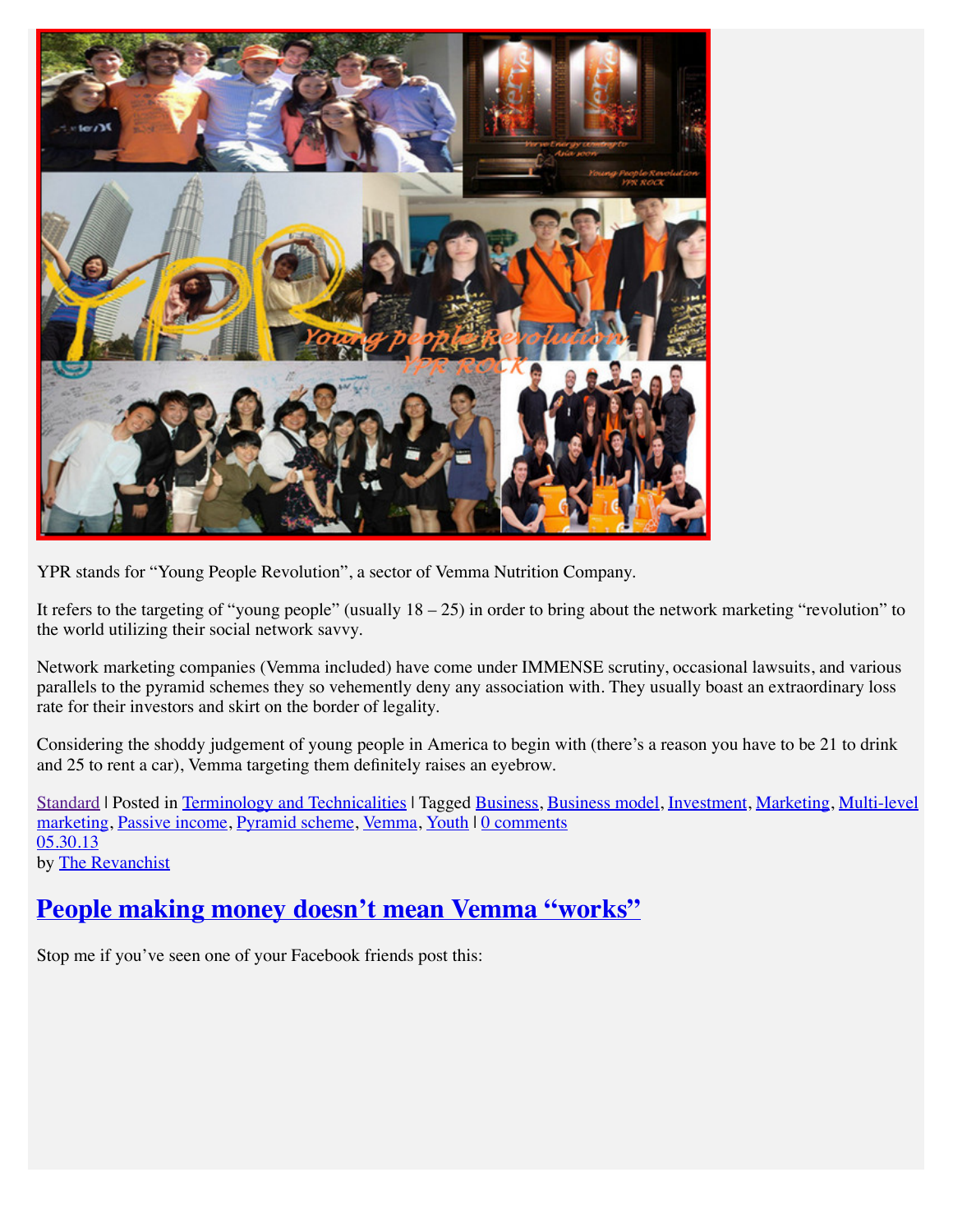YPR stands for "Young People Revolution", a sector of Vemma Nutrition Company.

It refers to the targeting of "young people" (usually 18 – 25) in order to bring about the network marketing "revolution" to the world utilizing their social network savvy.

Network marketing companies (Vemma included) have come under IMMENSE scrutiny, occasional lawsuits, and various parallels to the pyramid schemes they so vehemently deny any association with. They usually boast an extraordinary loss rate for their investors and skirt on the border of legality.

Considering the shoddy judgement of young people in America to begin with (there's a reason you have to be 21 to drink and 25 to rent a car), Vemma targeting them definitely raises an eyebrow.

Standard | Posted in Terminology and Technicalities | Tagged Business, Business model, Investment, Marketing, Multi-level marketing, Passive income, Pyramid scheme, Vemma, Youth | 0 comments
05.30.13
by The Revanchist

## People making money doesn't mean Vemma "works"

Stop me if you've seen one of your Facebook friends post this: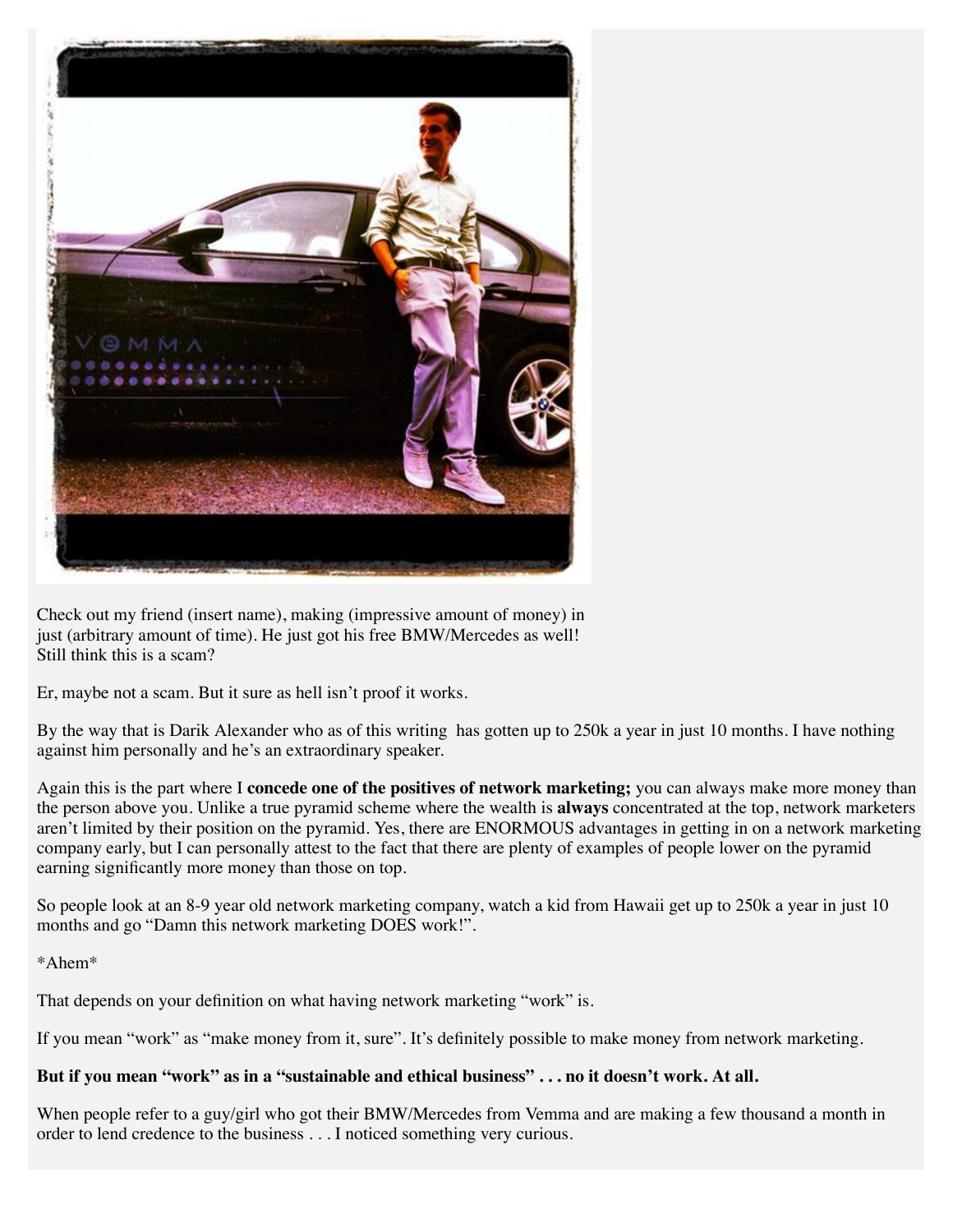Check out my friend (insert name), making (impressive amount of money) in just (arbitrary amount of time). He just got his free BMW/Mercedes as well! Still think this is a scam?

Er, maybe not a scam. But it sure as hell isn't proof it works.

By the way that is Darik Alexander who as of this writing has gotten up to 250k a year in just 10 months. I have nothing against him personally and he's an extraordinary speaker.

Again this is the part where I **concede one of the positives of network marketing;** you can always make more money than the person above you. Unlike a true pyramid scheme where the wealth is **always** concentrated at the top, network marketers aren't limited by their position on the pyramid. Yes, there are ENORMOUS advantages in getting in on a network marketing company early, but I can personally attest to the fact that there are plenty of examples of people lower on the pyramid earning significantly more money than those on top.

So people look at an 8-9 year old network marketing company, watch a kid from Hawaii get up to 250k a year in just 10 months and go "Damn this network marketing DOES work!".

*Ahem*

That depends on your definition on what having network marketing "work" is.

If you mean "work" as "make money from it, sure". It's definitely possible to make money from network marketing.

**But if you mean "work" as in a "sustainable and ethical business" . . . no it doesn't work. At all.**

When people refer to a guy/girl who got their BMW/Mercedes from Vemma and are making a few thousand a month in order to lend credence to the business . . . I noticed something very curious.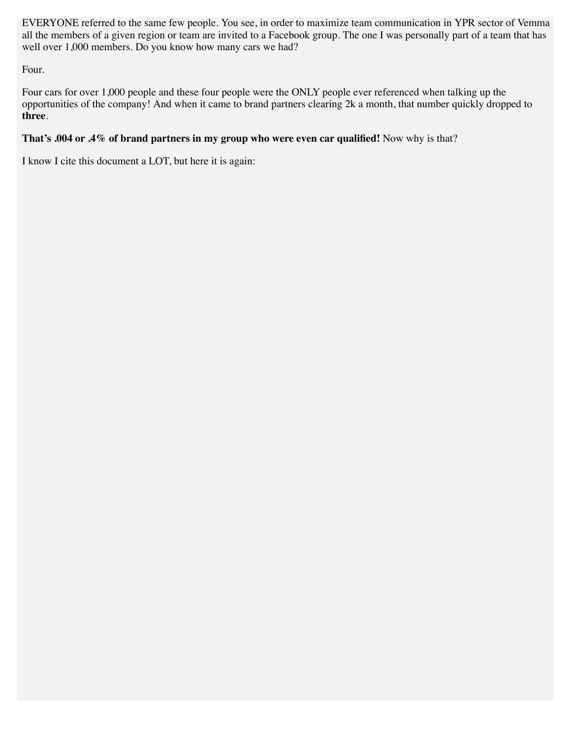EVERYONE referred to the same few people. You see, in order to maximize team communication in YPR sector of Vemma all the members of a given region or team are invited to a Facebook group. The one I was personally part of a team that has well over 1,000 members. Do you know how many cars we had?

Four.

Four cars for over 1,000 people and these four people were the ONLY people ever referenced when talking up the opportunities of the company! And when it came to brand partners clearing 2k a month, that number quickly dropped to **three**.

**That's .004 or .4% of brand partners in my group who were even car qualified!** Now why is that?

I know I cite this document a LOT, but here it is again: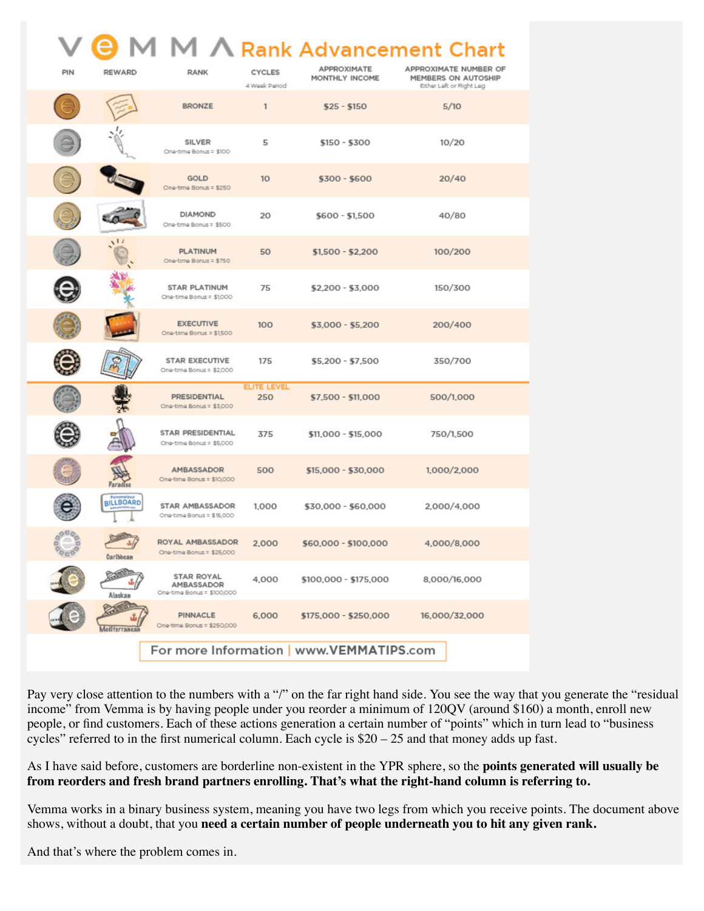# VEMMA Rank Advancement Chart

| PIN | REWARD | RANK | CYCLES (4 Week Period) | APPROXIMATE MONTHLY INCOME | APPROXIMATE NUMBER OF MEMBERS ON AUTOSHIP (Either Left or Right Leg) |
|---|---|---|---|---|---|
| | | BRONZE | 1 | $25 - $150 | 5/10 |
| | | SILVER (One-time Bonus = $100) | 5 | $150 - $300 | 10/20 |
| | | GOLD (One-time Bonus = $250) | 10 | $300 - $600 | 20/40 |
| | | DIAMOND (One-time Bonus = $500) | 20 | $600 - $1,500 | 40/80 |
| | | PLATINUM (One-time Bonus = $750) | 50 | $1,500 - $2,200 | 100/200 |
| | | STAR PLATINUM (One-time Bonus = $1,000) | 75 | $2,200 - $3,000 | 150/300 |
| | | EXECUTIVE (One-time Bonus = $1,500) | 100 | $3,000 - $5,200 | 200/400 |
| | | STAR EXECUTIVE (One-time Bonus = $2,000) | 175 | $5,200 - $7,500 | 350/700 |
| | | ELITE LEVEL | | | |
| | | PRESIDENTIAL (One-time Bonus = $3,000) | 250 | $7,500 - $11,000 | 500/1,000 |
| | | STAR PRESIDENTIAL (One-time Bonus = $5,000) | 375 | $11,000 - $15,000 | 750/1,500 |
| | Paradise | AMBASSADOR (One-time Bonus = $10,000) | 500 | $15,000 - $30,000 | 1,000/2,000 |
| | Personalized BILLBOARD | STAR AMBASSADOR (One-time Bonus = $15,000) | 1,000 | $30,000 - $60,000 | 2,000/4,000 |
| | Caribbean | ROYAL AMBASSADOR (One-time Bonus = $25,000) | 2,000 | $60,000 - $100,000 | 4,000/8,000 |
| | Alaskan | STAR ROYAL AMBASSADOR (One-time Bonus = $100,000) | 4,000 | $100,000 - $175,000 | 8,000/16,000 |
| | Mediterranean | PINNACLE (One-time Bonus = $250,000) | 6,000 | $175,000 - $250,000 | 16,000/32,000 |

For more Information | www.VEMMATIPS.com

Pay very close attention to the numbers with a "/" on the far right hand side. You see the way that you generate the "residual income" from Vemma is by having people under you reorder a minimum of 120QV (around $160) a month, enroll new people, or find customers. Each of these actions generation a certain number of "points" which in turn lead to "business cycles" referred to in the first numerical column. Each cycle is $20 – 25 and that money adds up fast.

As I have said before, customers are borderline non-existent in the YPR sphere, so the **points generated will usually be from reorders and fresh brand partners enrolling. That's what the right-hand column is referring to.**

Vemma works in a binary business system, meaning you have two legs from which you receive points. The document above shows, without a doubt, that you **need a certain number of people underneath you to hit any given rank.**

And that's where the problem comes in.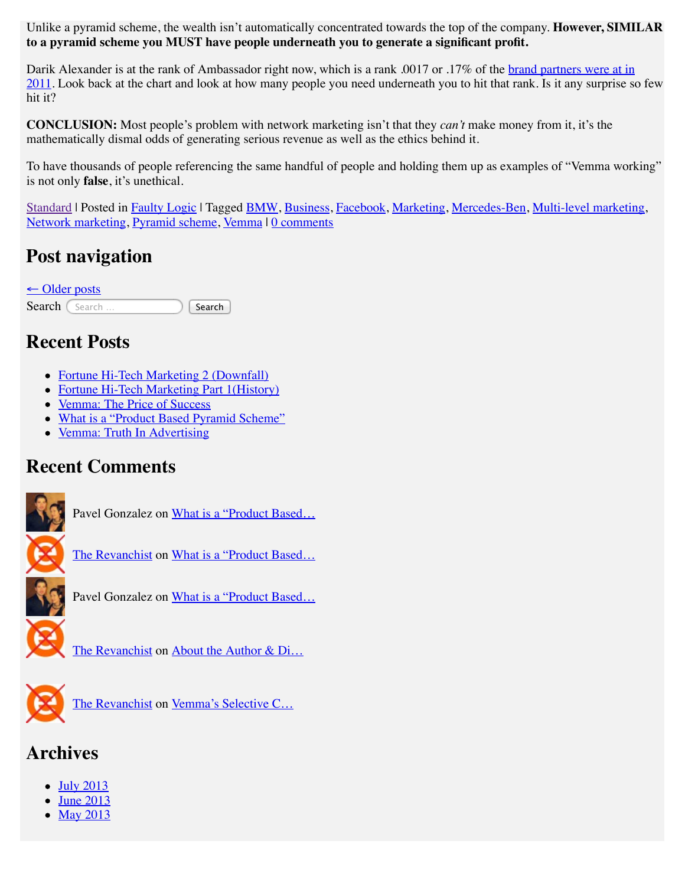Unlike a pyramid scheme, the wealth isn't automatically concentrated towards the top of the company. **However, SIMILAR to a pyramid scheme you MUST have people underneath you to generate a significant profit.**

Darik Alexander is at the rank of Ambassador right now, which is a rank .0017 or .17% of the brand partners were at in 2011. Look back at the chart and look at how many people you need underneath you to hit that rank. Is it any surprise so few hit it?

**CONCLUSION:** Most people's problem with network marketing isn't that they *can't* make money from it, it's the mathematically dismal odds of generating serious revenue as well as the ethics behind it.

To have thousands of people referencing the same handful of people and holding them up as examples of "Vemma working" is not only **false**, it's unethical.

Standard | Posted in Faulty Logic | Tagged BMW, Business, Facebook, Marketing, Mercedes-Ben, Multi-level marketing, Network marketing, Pyramid scheme, Vemma | 0 comments

## Post navigation

← Older posts

Search [Search ...] [Search]

## Recent Posts

- Fortune Hi-Tech Marketing 2 (Downfall)
- Fortune Hi-Tech Marketing Part 1(History)
- Vemma: The Price of Success
- What is a "Product Based Pyramid Scheme"
- Vemma: Truth In Advertising

## Recent Comments

Pavel Gonzalez on What is a "Product Based…

The Revanchist on What is a "Product Based…

Pavel Gonzalez on What is a "Product Based…

The Revanchist on About the Author & Di…

The Revanchist on Vemma's Selective C…

## Archives

- July 2013
- June 2013
- May 2013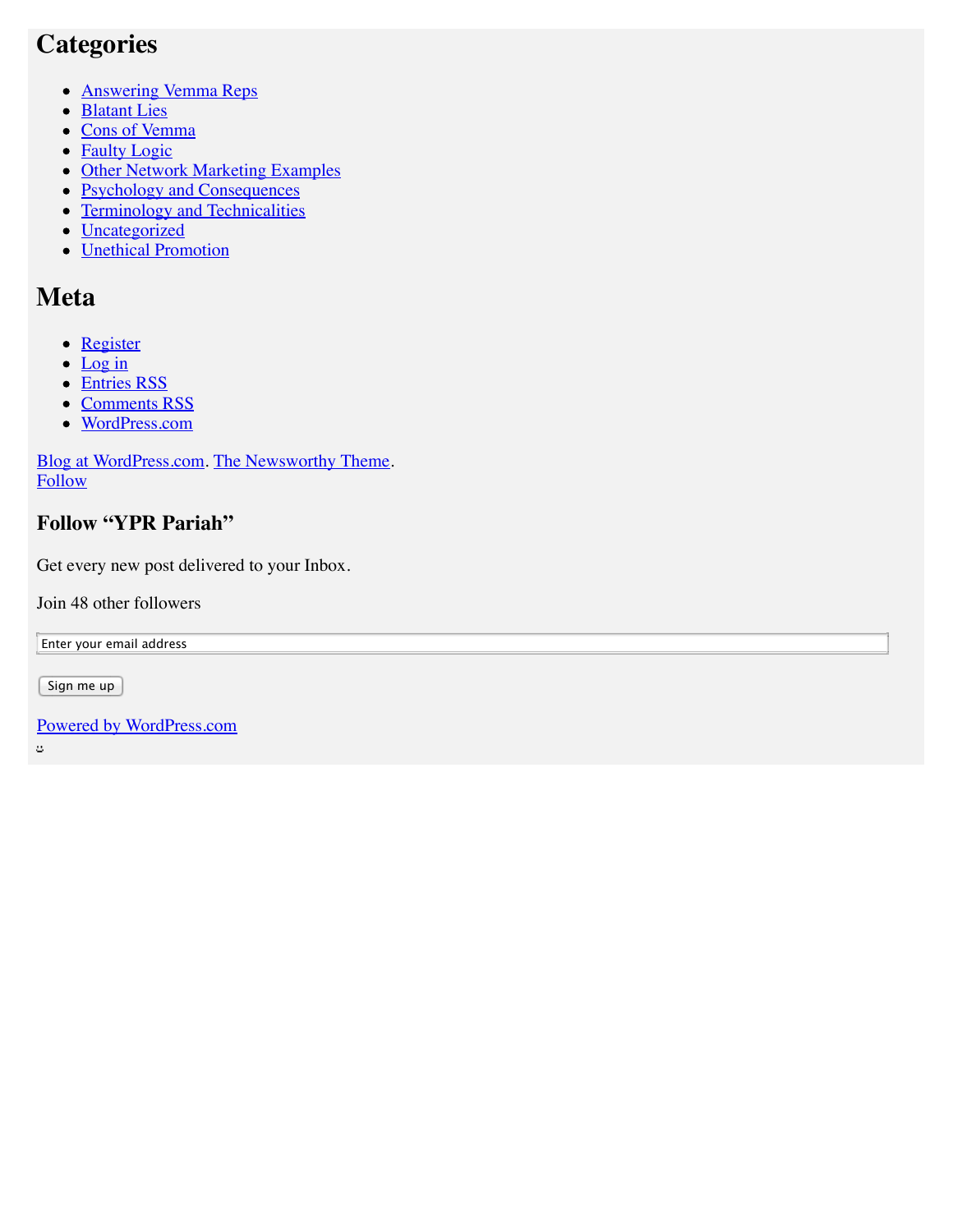## Categories

- Answering Vemma Reps
- Blatant Lies
- Cons of Vemma
- Faulty Logic
- Other Network Marketing Examples
- Psychology and Consequences
- Terminology and Technicalities
- Uncategorized
- Unethical Promotion

## Meta

- Register
- Log in
- Entries RSS
- Comments RSS
- WordPress.com

Blog at WordPress.com. The Newsworthy Theme.
Follow

### Follow "YPR Pariah"

Get every new post delivered to your Inbox.

Join 48 other followers

Enter your email address

Sign me up

Powered by WordPress.com